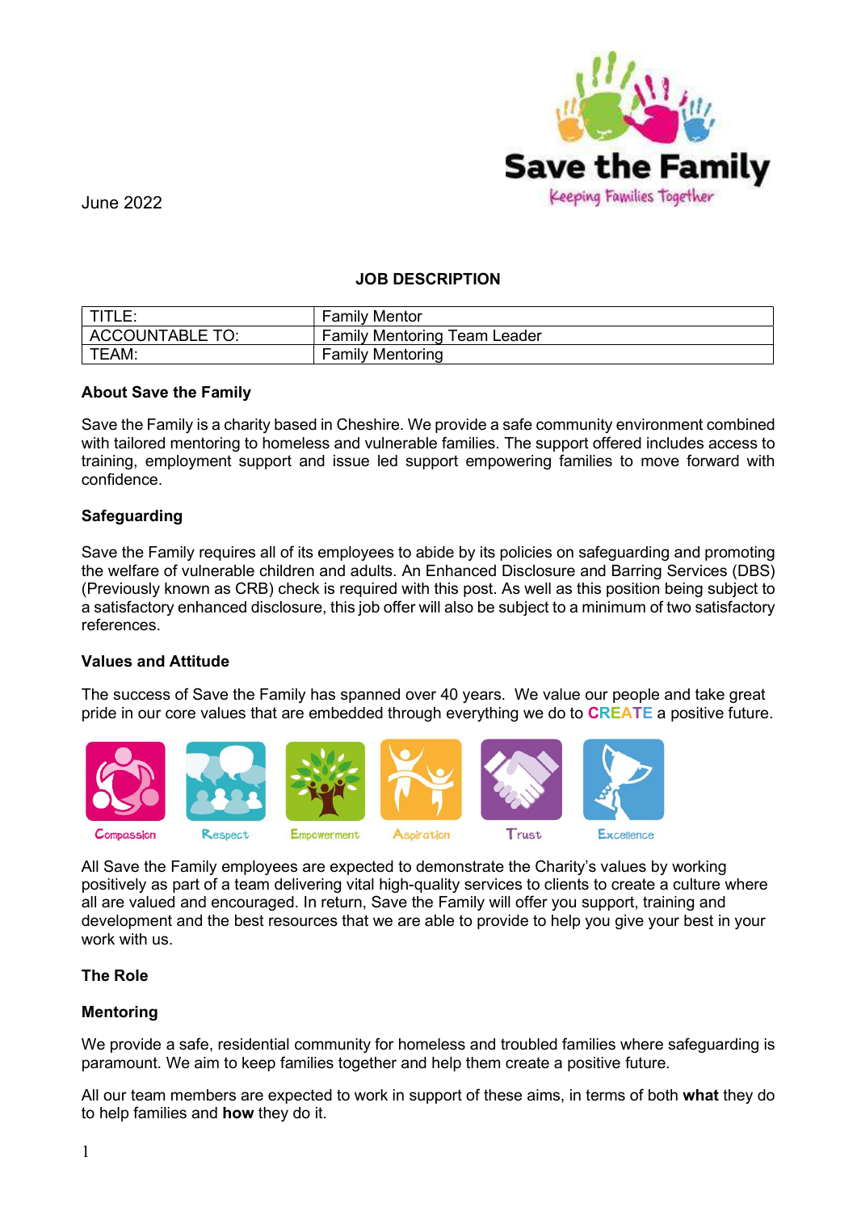June 2022

**Save the Family**

Keeping Families Together

## JOB DESCRIPTION

| TITLE: | Family Mentor |
|---|---|
| ACCOUNTABLE TO: | Family Mentoring Team Leader |
| TEAM: | Family Mentoring |

### About Save the Family

Save the Family is a charity based in Cheshire. We provide a safe community environment combined with tailored mentoring to homeless and vulnerable families. The support offered includes access to training, employment support and issue led support empowering families to move forward with confidence.

### Safeguarding

Save the Family requires all of its employees to abide by its policies on safeguarding and promoting the welfare of vulnerable children and adults. An Enhanced Disclosure and Barring Services (DBS) (Previously known as CRB) check is required with this post. As well as this position being subject to a satisfactory enhanced disclosure, this job offer will also be subject to a minimum of two satisfactory references.

### Values and Attitude

The success of Save the Family has spanned over 40 years. We value our people and take great pride in our core values that are embedded through everything we do to **CREATE** a positive future.

Compassion Respect Empowerment Aspiration Trust Excellence

All Save the Family employees are expected to demonstrate the Charity's values by working positively as part of a team delivering vital high-quality services to clients to create a culture where all are valued and encouraged. In return, Save the Family will offer you support, training and development and the best resources that we are able to provide to help you give your best in your work with us.

### The Role

### Mentoring

We provide a safe, residential community for homeless and troubled families where safeguarding is paramount. We aim to keep families together and help them create a positive future.

All our team members are expected to work in support of these aims, in terms of both **what** they do to help families and **how** they do it.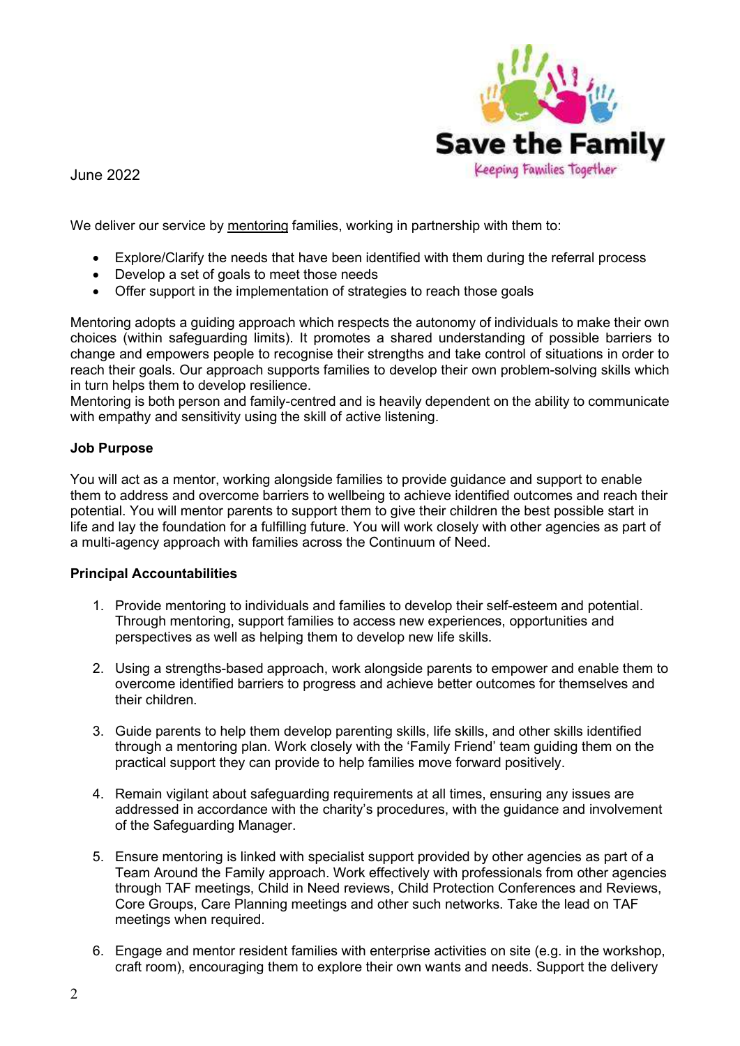June 2022

We deliver our service by mentoring families, working in partnership with them to:

- Explore/Clarify the needs that have been identified with them during the referral process
- Develop a set of goals to meet those needs
- Offer support in the implementation of strategies to reach those goals

Mentoring adopts a guiding approach which respects the autonomy of individuals to make their own choices (within safeguarding limits). It promotes a shared understanding of possible barriers to change and empowers people to recognise their strengths and take control of situations in order to reach their goals. Our approach supports families to develop their own problem-solving skills which in turn helps them to develop resilience.
Mentoring is both person and family-centred and is heavily dependent on the ability to communicate with empathy and sensitivity using the skill of active listening.

**Job Purpose**

You will act as a mentor, working alongside families to provide guidance and support to enable them to address and overcome barriers to wellbeing to achieve identified outcomes and reach their potential. You will mentor parents to support them to give their children the best possible start in life and lay the foundation for a fulfilling future. You will work closely with other agencies as part of a multi-agency approach with families across the Continuum of Need.

**Principal Accountabilities**

1. Provide mentoring to individuals and families to develop their self-esteem and potential. Through mentoring, support families to access new experiences, opportunities and perspectives as well as helping them to develop new life skills.

2. Using a strengths-based approach, work alongside parents to empower and enable them to overcome identified barriers to progress and achieve better outcomes for themselves and their children.

3. Guide parents to help them develop parenting skills, life skills, and other skills identified through a mentoring plan. Work closely with the 'Family Friend' team guiding them on the practical support they can provide to help families move forward positively.

4. Remain vigilant about safeguarding requirements at all times, ensuring any issues are addressed in accordance with the charity's procedures, with the guidance and involvement of the Safeguarding Manager.

5. Ensure mentoring is linked with specialist support provided by other agencies as part of a Team Around the Family approach. Work effectively with professionals from other agencies through TAF meetings, Child in Need reviews, Child Protection Conferences and Reviews, Core Groups, Care Planning meetings and other such networks. Take the lead on TAF meetings when required.

6. Engage and mentor resident families with enterprise activities on site (e.g. in the workshop, craft room), encouraging them to explore their own wants and needs. Support the delivery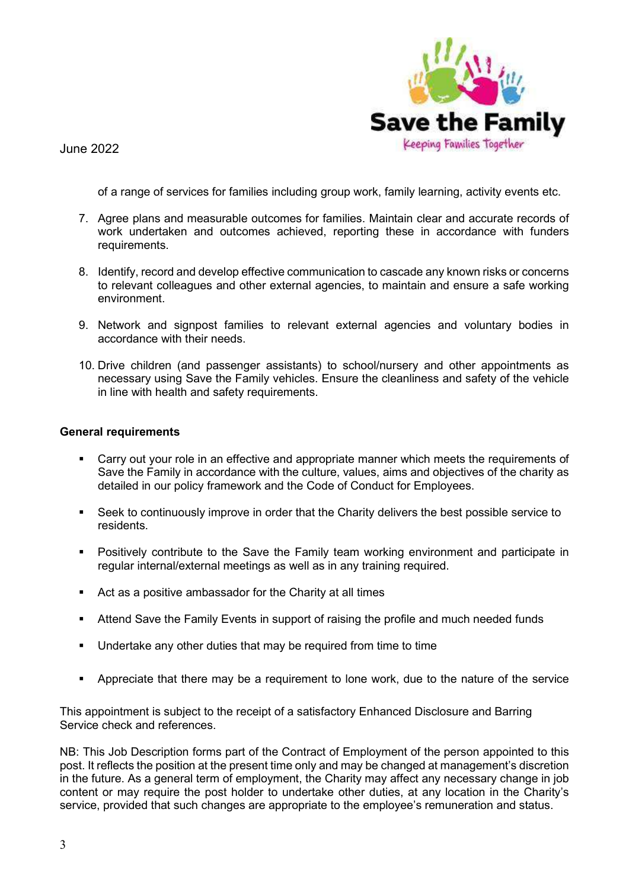June 2022

of a range of services for families including group work, family learning, activity events etc.

7. Agree plans and measurable outcomes for families. Maintain clear and accurate records of work undertaken and outcomes achieved, reporting these in accordance with funders requirements.

8. Identify, record and develop effective communication to cascade any known risks or concerns to relevant colleagues and other external agencies, to maintain and ensure a safe working environment.

9. Network and signpost families to relevant external agencies and voluntary bodies in accordance with their needs.

10. Drive children (and passenger assistants) to school/nursery and other appointments as necessary using Save the Family vehicles. Ensure the cleanliness and safety of the vehicle in line with health and safety requirements.

**General requirements**

- Carry out your role in an effective and appropriate manner which meets the requirements of Save the Family in accordance with the culture, values, aims and objectives of the charity as detailed in our policy framework and the Code of Conduct for Employees.
- Seek to continuously improve in order that the Charity delivers the best possible service to residents.
- Positively contribute to the Save the Family team working environment and participate in regular internal/external meetings as well as in any training required.
- Act as a positive ambassador for the Charity at all times
- Attend Save the Family Events in support of raising the profile and much needed funds
- Undertake any other duties that may be required from time to time
- Appreciate that there may be a requirement to lone work, due to the nature of the service

This appointment is subject to the receipt of a satisfactory Enhanced Disclosure and Barring Service check and references.

NB: This Job Description forms part of the Contract of Employment of the person appointed to this post. It reflects the position at the present time only and may be changed at management's discretion in the future. As a general term of employment, the Charity may affect any necessary change in job content or may require the post holder to undertake other duties, at any location in the Charity's service, provided that such changes are appropriate to the employee's remuneration and status.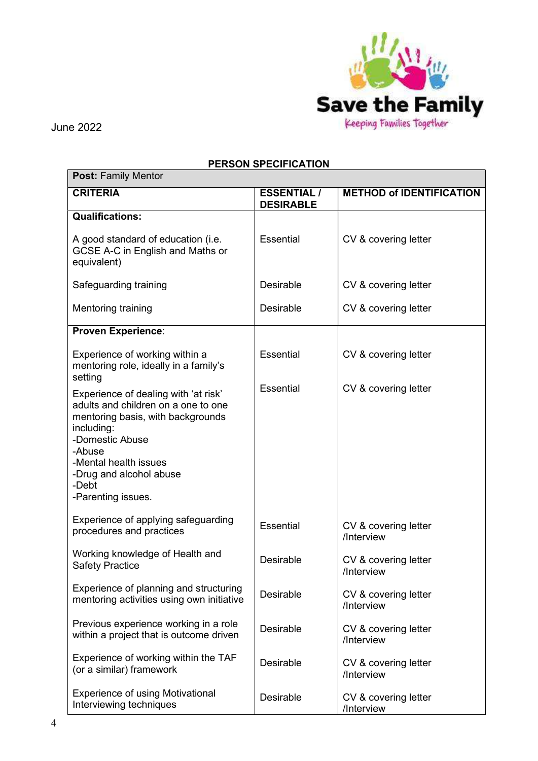Save the Family
Keeping Families Together

June 2022

## PERSON SPECIFICATION

| **Post:** Family Mentor | | |
|---|---|---|
| **CRITERIA** | **ESSENTIAL / DESIRABLE** | **METHOD of IDENTIFICATION** |
| **Qualifications:** | | |
| A good standard of education (i.e. GCSE A-C in English and Maths or equivalent) | Essential | CV & covering letter |
| Safeguarding training | Desirable | CV & covering letter |
| Mentoring training | Desirable | CV & covering letter |
| **Proven Experience**: | | |
| Experience of working within a mentoring role, ideally in a family's setting | Essential | CV & covering letter |
| Experience of dealing with 'at risk' adults and children on a one to one mentoring basis, with backgrounds including:<br>-Domestic Abuse<br>-Abuse<br>-Mental health issues<br>-Drug and alcohol abuse<br>-Debt<br>-Parenting issues. | Essential | CV & covering letter |
| Experience of applying safeguarding procedures and practices | Essential | CV & covering letter /Interview |
| Working knowledge of Health and Safety Practice | Desirable | CV & covering letter /Interview |
| Experience of planning and structuring mentoring activities using own initiative | Desirable | CV & covering letter /Interview |
| Previous experience working in a role within a project that is outcome driven | Desirable | CV & covering letter /Interview |
| Experience of working within the TAF (or a similar) framework | Desirable | CV & covering letter /Interview |
| Experience of using Motivational Interviewing techniques | Desirable | CV & covering letter /Interview |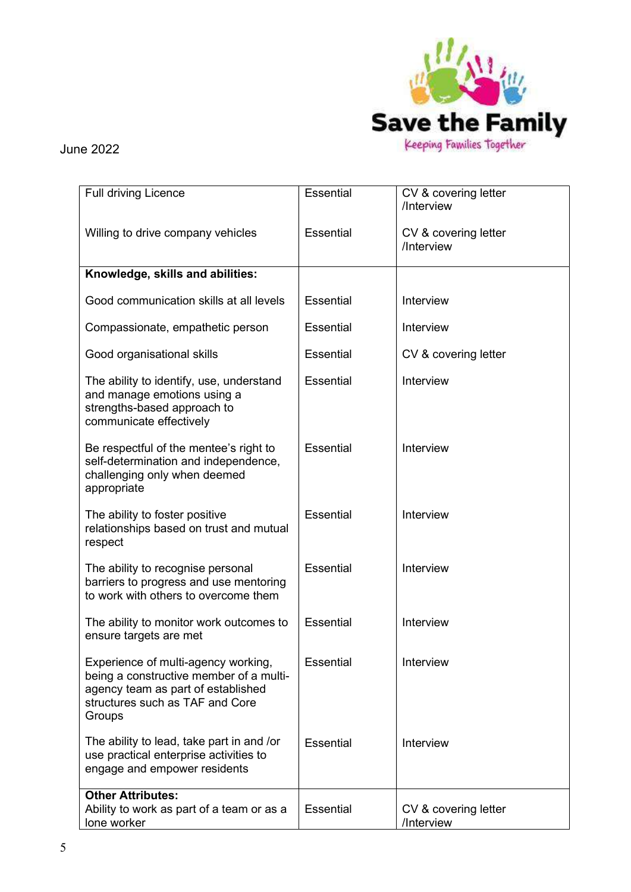June 2022

| | | |
|---|---|---|
| Full driving Licence | Essential | CV & covering letter /Interview |
| Willing to drive company vehicles | Essential | CV & covering letter /Interview |
| **Knowledge, skills and abilities:** | | |
| Good communication skills at all levels | Essential | Interview |
| Compassionate, empathetic person | Essential | Interview |
| Good organisational skills | Essential | CV & covering letter |
| The ability to identify, use, understand and manage emotions using a strengths-based approach to communicate effectively | Essential | Interview |
| Be respectful of the mentee's right to self-determination and independence, challenging only when deemed appropriate | Essential | Interview |
| The ability to foster positive relationships based on trust and mutual respect | Essential | Interview |
| The ability to recognise personal barriers to progress and use mentoring to work with others to overcome them | Essential | Interview |
| The ability to monitor work outcomes to ensure targets are met | Essential | Interview |
| Experience of multi-agency working, being a constructive member of a multi-agency team as part of established structures such as TAF and Core Groups | Essential | Interview |
| The ability to lead, take part in and /or use practical enterprise activities to engage and empower residents | Essential | Interview |
| **Other Attributes:** Ability to work as part of a team or as a lone worker | Essential | CV & covering letter /Interview |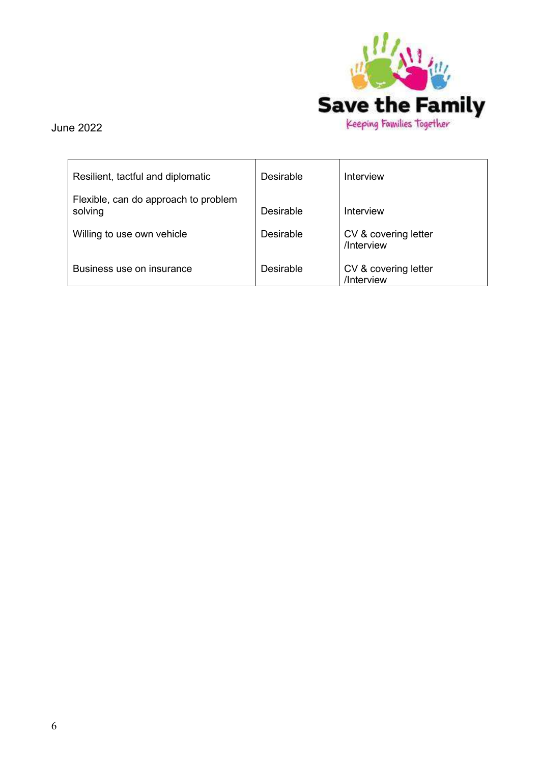June 2022

| | | |
|---|---|---|
| Resilient, tactful and diplomatic | Desirable | Interview |
| Flexible, can do approach to problem solving | Desirable | Interview |
| Willing to use own vehicle | Desirable | CV & covering letter /Interview |
| Business use on insurance | Desirable | CV & covering letter /Interview |